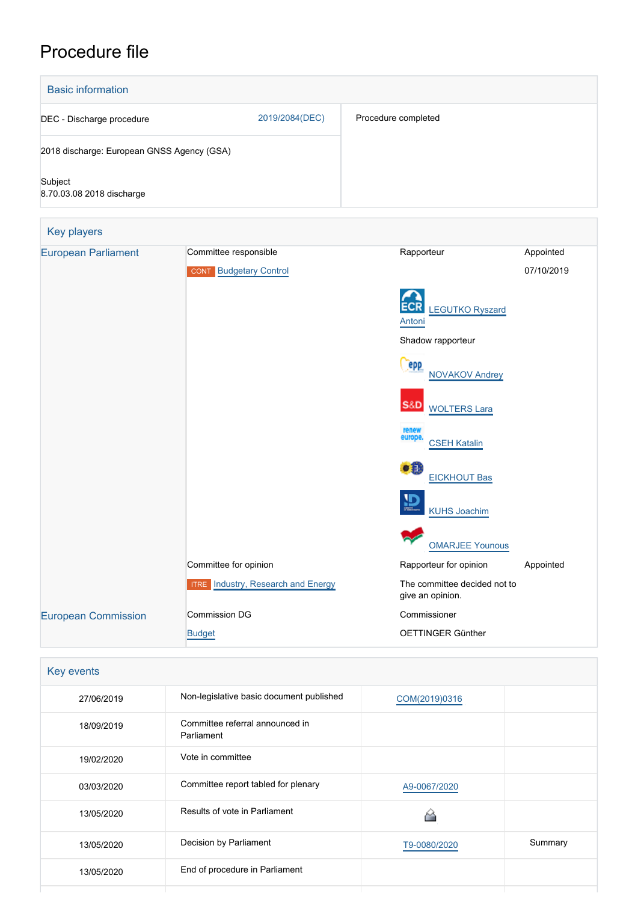# Procedure file

## Basic information

| | | |
|---|---|---|
| DEC - Discharge procedure | 2019/2084(DEC) | Procedure completed |
| 2018 discharge: European GNSS Agency (GSA) | | |
| Subject<br>8.70.03.08 2018 discharge | | |

## Key players

| | | | |
|---|---|---|---|
| European Parliament | Committee responsible | Rapporteur | Appointed |
| | CONT Budgetary Control | | 07/10/2019 |
| | | ECR LEGUTKO Ryszard Antoni | |
| | | Shadow rapporteur | |
| | | EPP NOVAKOV Andrey | |
| | | S&D WOLTERS Lara | |
| | | Renew Europe CSEH Katalin | |
| | | Verts/ALE EICKHOUT Bas | |
| | | ID KUHS Joachim | |
| | | GUE/NGL OMARJEE Younous | |
| | Committee for opinion | Rapporteur for opinion | Appointed |
| | ITRE Industry, Research and Energy | The committee decided not to give an opinion. | |
| European Commission | Commission DG | Commissioner | |
| | Budget | OETTINGER Günther | |

## Key events

| | | | |
|---|---|---|---|
| 27/06/2019 | Non-legislative basic document published | COM(2019)0316 | |
| 18/09/2019 | Committee referral announced in Parliament | | |
| 19/02/2020 | Vote in committee | | |
| 03/03/2020 | Committee report tabled for plenary | A9-0067/2020 | |
| 13/05/2020 | Results of vote in Parliament | | |
| 13/05/2020 | Decision by Parliament | T9-0080/2020 | Summary |
| 13/05/2020 | End of procedure in Parliament | | |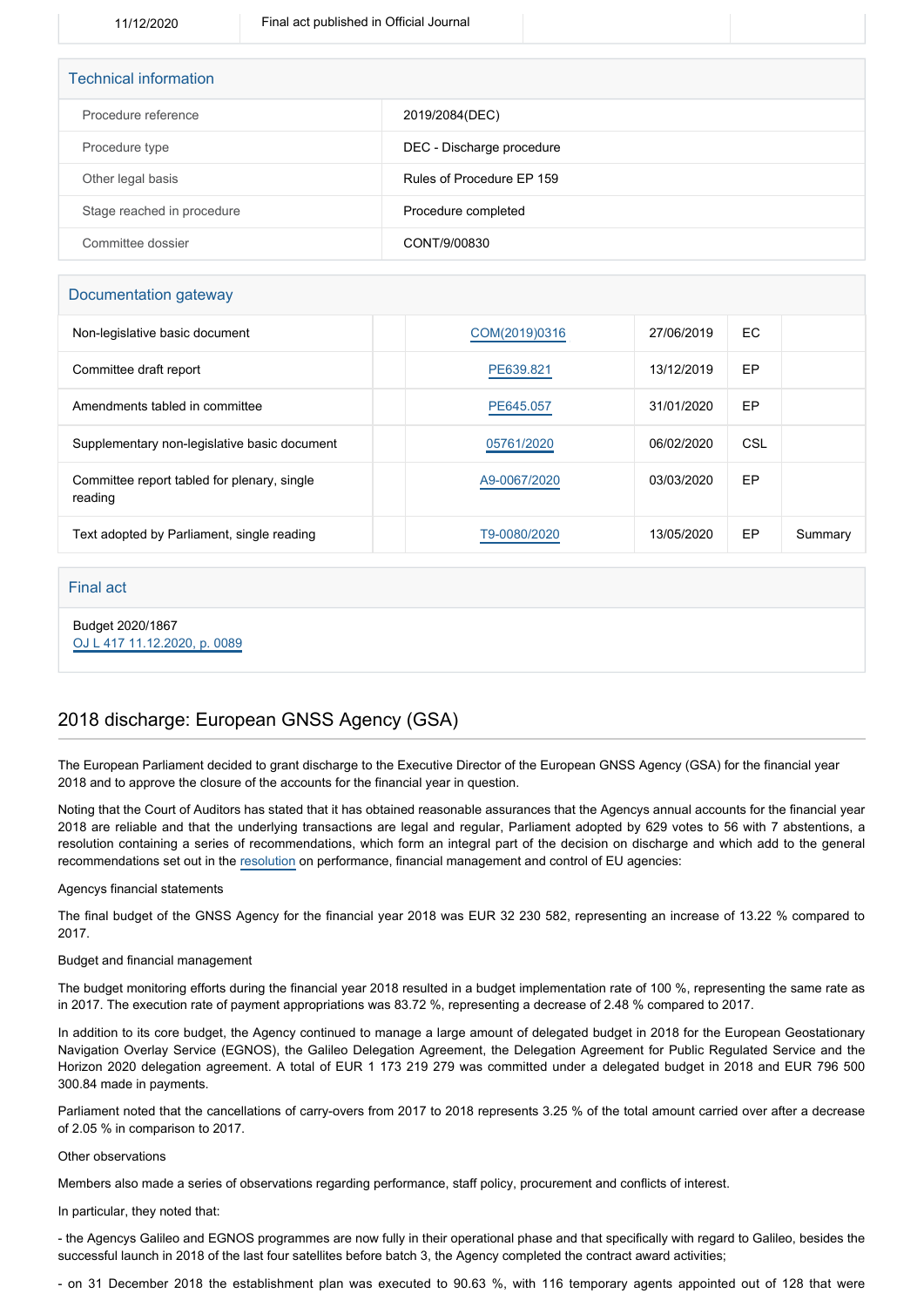| 11/12/2020 | Final act published in Official Journal | | |
|---|---|---|---|

## Technical information

| | |
|---|---|
| Procedure reference | 2019/2084(DEC) |
| Procedure type | DEC - Discharge procedure |
| Other legal basis | Rules of Procedure EP 159 |
| Stage reached in procedure | Procedure completed |
| Committee dossier | CONT/9/00830 |

## Documentation gateway

| | | | | | |
|---|---|---|---|---|---|
| Non-legislative basic document | | COM(2019)0316 | 27/06/2019 | EC | |
| Committee draft report | | PE639.821 | 13/12/2019 | EP | |
| Amendments tabled in committee | | PE645.057 | 31/01/2020 | EP | |
| Supplementary non-legislative basic document | | 05761/2020 | 06/02/2020 | CSL | |
| Committee report tabled for plenary, single reading | | A9-0067/2020 | 03/03/2020 | EP | |
| Text adopted by Parliament, single reading | | T9-0080/2020 | 13/05/2020 | EP | Summary |

## Final act

Budget 2020/1867
OJ L 417 11.12.2020, p. 0089

# 2018 discharge: European GNSS Agency (GSA)

The European Parliament decided to grant discharge to the Executive Director of the European GNSS Agency (GSA) for the financial year 2018 and to approve the closure of the accounts for the financial year in question.

Noting that the Court of Auditors has stated that it has obtained reasonable assurances that the Agencys annual accounts for the financial year 2018 are reliable and that the underlying transactions are legal and regular, Parliament adopted by 629 votes to 56 with 7 abstentions, a resolution containing a series of recommendations, which form an integral part of the decision on discharge and which add to the general recommendations set out in the resolution on performance, financial management and control of EU agencies:

Agencys financial statements

The final budget of the GNSS Agency for the financial year 2018 was EUR 32 230 582, representing an increase of 13.22 % compared to 2017.

Budget and financial management

The budget monitoring efforts during the financial year 2018 resulted in a budget implementation rate of 100 %, representing the same rate as in 2017. The execution rate of payment appropriations was 83.72 %, representing a decrease of 2.48 % compared to 2017.

In addition to its core budget, the Agency continued to manage a large amount of delegated budget in 2018 for the European Geostationary Navigation Overlay Service (EGNOS), the Galileo Delegation Agreement, the Delegation Agreement for Public Regulated Service and the Horizon 2020 delegation agreement. A total of EUR 1 173 219 279 was committed under a delegated budget in 2018 and EUR 796 500 300.84 made in payments.

Parliament noted that the cancellations of carry-overs from 2017 to 2018 represents 3.25 % of the total amount carried over after a decrease of 2.05 % in comparison to 2017.

Other observations

Members also made a series of observations regarding performance, staff policy, procurement and conflicts of interest.

In particular, they noted that:

- the Agencys Galileo and EGNOS programmes are now fully in their operational phase and that specifically with regard to Galileo, besides the successful launch in 2018 of the last four satellites before batch 3, the Agency completed the contract award activities;

- on 31 December 2018 the establishment plan was executed to 90.63 %, with 116 temporary agents appointed out of 128 that were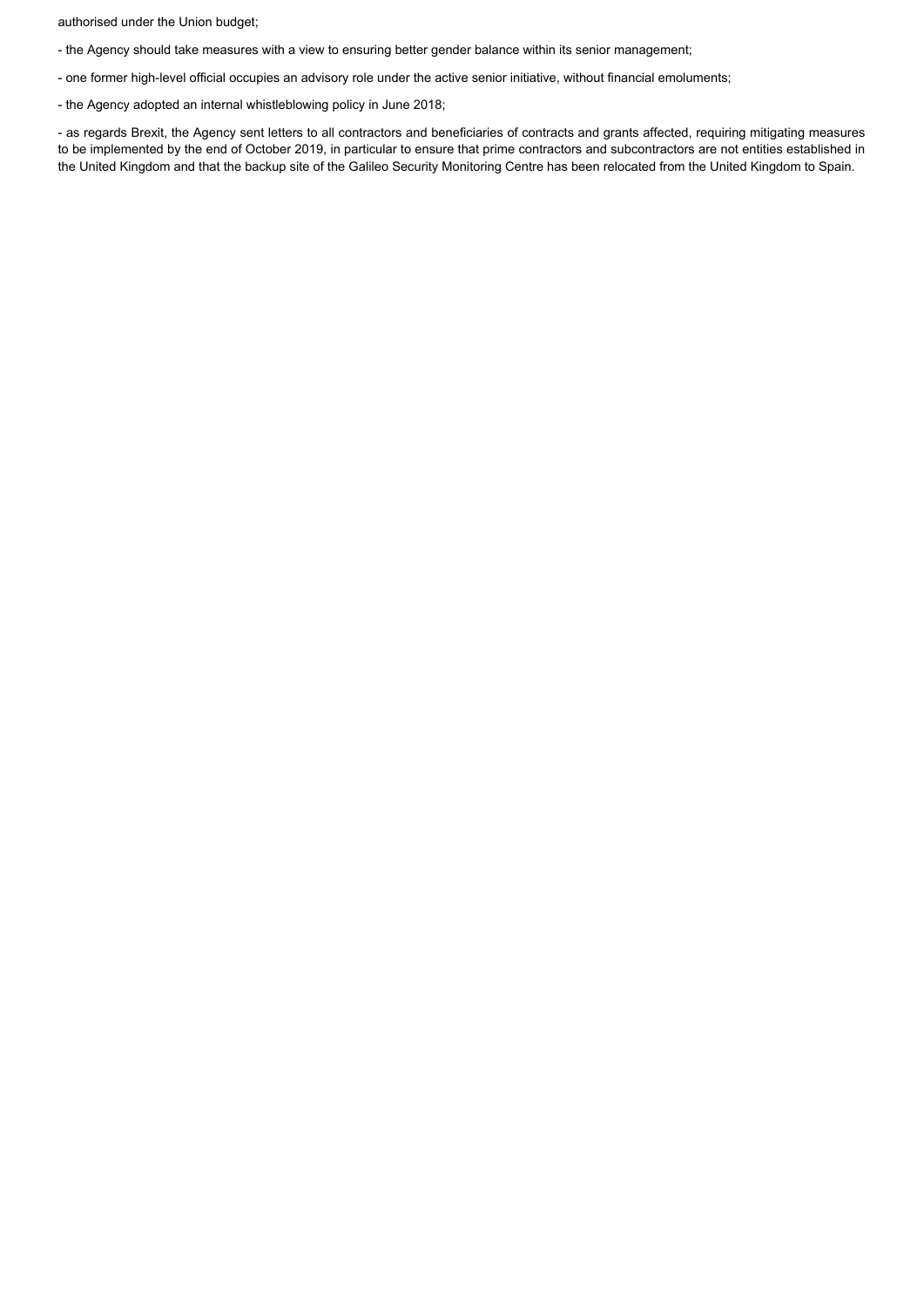authorised under the Union budget;

- the Agency should take measures with a view to ensuring better gender balance within its senior management;

- one former high-level official occupies an advisory role under the active senior initiative, without financial emoluments;

- the Agency adopted an internal whistleblowing policy in June 2018;

- as regards Brexit, the Agency sent letters to all contractors and beneficiaries of contracts and grants affected, requiring mitigating measures to be implemented by the end of October 2019, in particular to ensure that prime contractors and subcontractors are not entities established in the United Kingdom and that the backup site of the Galileo Security Monitoring Centre has been relocated from the United Kingdom to Spain.